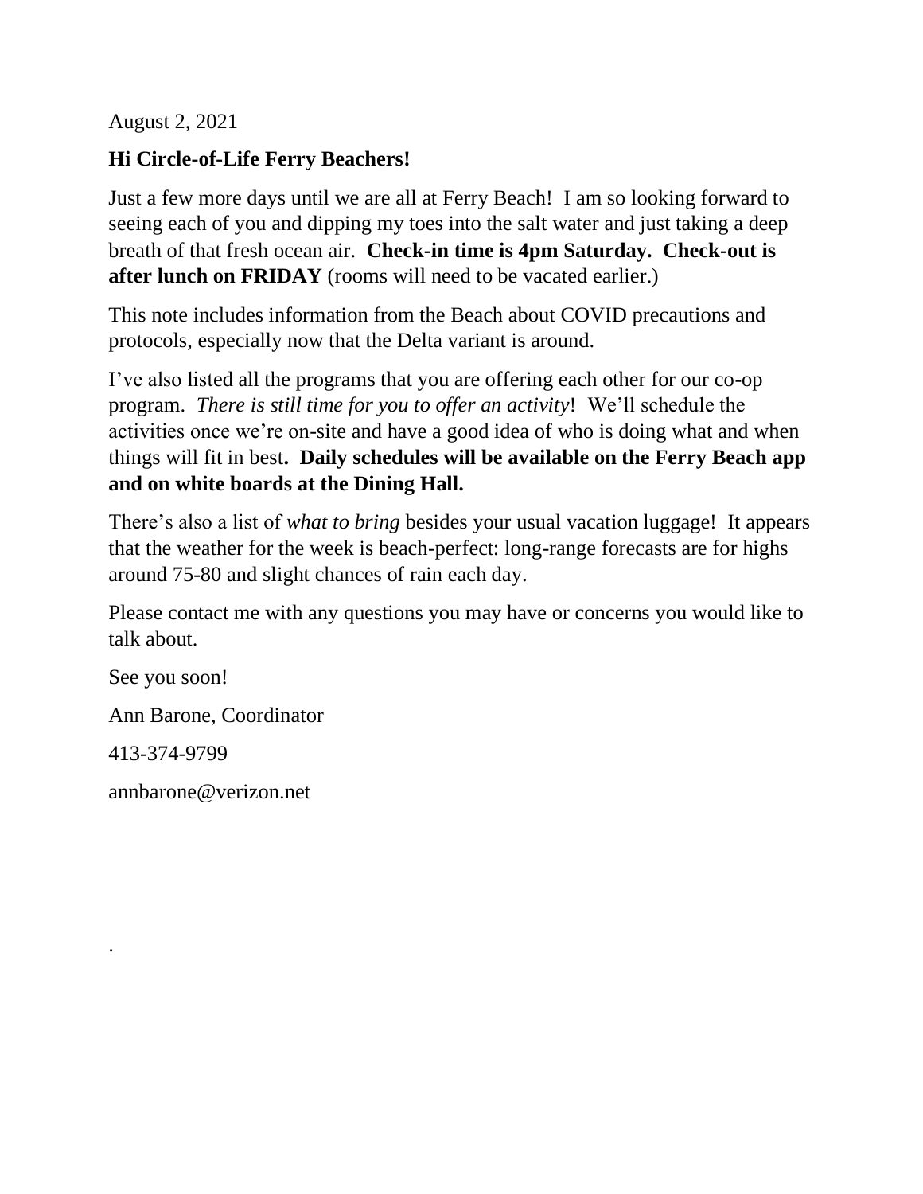August 2, 2021

**Hi Circle-of-Life Ferry Beachers!**

Just a few more days until we are all at Ferry Beach! I am so looking forward to seeing each of you and dipping my toes into the salt water and just taking a deep breath of that fresh ocean air. **Check-in time is 4pm Saturday. Check-out is after lunch on FRIDAY** (rooms will need to be vacated earlier.)

This note includes information from the Beach about COVID precautions and protocols, especially now that the Delta variant is around.

I've also listed all the programs that you are offering each other for our co-op program. *There is still time for you to offer an activity*! We'll schedule the activities once we're on-site and have a good idea of who is doing what and when things will fit in best**. Daily schedules will be available on the Ferry Beach app and on white boards at the Dining Hall.**

There's also a list of *what to bring* besides your usual vacation luggage! It appears that the weather for the week is beach-perfect: long-range forecasts are for highs around 75-80 and slight chances of rain each day.

Please contact me with any questions you may have or concerns you would like to talk about.

See you soon!

Ann Barone, Coordinator

413-374-9799

annbarone@verizon.net

.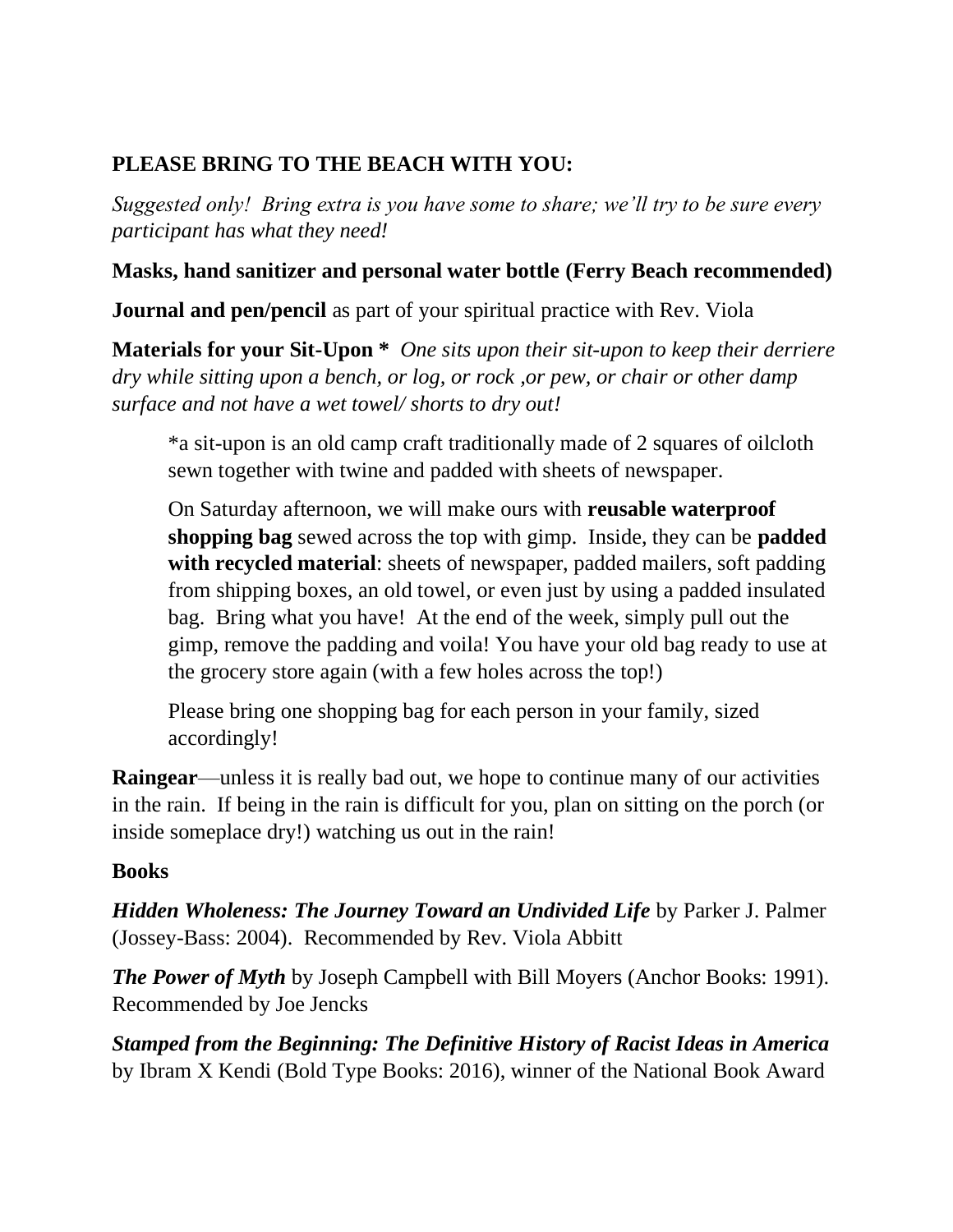**PLEASE BRING TO THE BEACH WITH YOU:**

*Suggested only! Bring extra is you have some to share; we'll try to be sure every participant has what they need!*

**Masks, hand sanitizer and personal water bottle (Ferry Beach recommended)**

**Journal and pen/pencil** as part of your spiritual practice with Rev. Viola

**Materials for your Sit-Upon \*** *One sits upon their sit-upon to keep their derriere dry while sitting upon a bench, or log, or rock ,or pew, or chair or other damp surface and not have a wet towel/ shorts to dry out!*

> *a sit-upon is an old camp craft traditionally made of 2 squares of oilcloth sewn together with twine and padded with sheets of newspaper.
>
> On Saturday afternoon, we will make ours with **reusable waterproof shopping bag** sewed across the top with gimp. Inside, they can be **padded with recycled material**: sheets of newspaper, padded mailers, soft padding from shipping boxes, an old towel, or even just by using a padded insulated bag. Bring what you have! At the end of the week, simply pull out the gimp, remove the padding and voila! You have your old bag ready to use at the grocery store again (with a few holes across the top!)
>
> Please bring one shopping bag for each person in your family, sized accordingly!

**Raingear**—unless it is really bad out, we hope to continue many of our activities in the rain. If being in the rain is difficult for you, plan on sitting on the porch (or inside someplace dry!) watching us out in the rain!

**Books**

***Hidden Wholeness: The Journey Toward an Undivided Life*** by Parker J. Palmer (Jossey-Bass: 2004). Recommended by Rev. Viola Abbitt

***The Power of Myth*** by Joseph Campbell with Bill Moyers (Anchor Books: 1991). Recommended by Joe Jencks

***Stamped from the Beginning: The Definitive History of Racist Ideas in America*** by Ibram X Kendi (Bold Type Books: 2016), winner of the National Book Award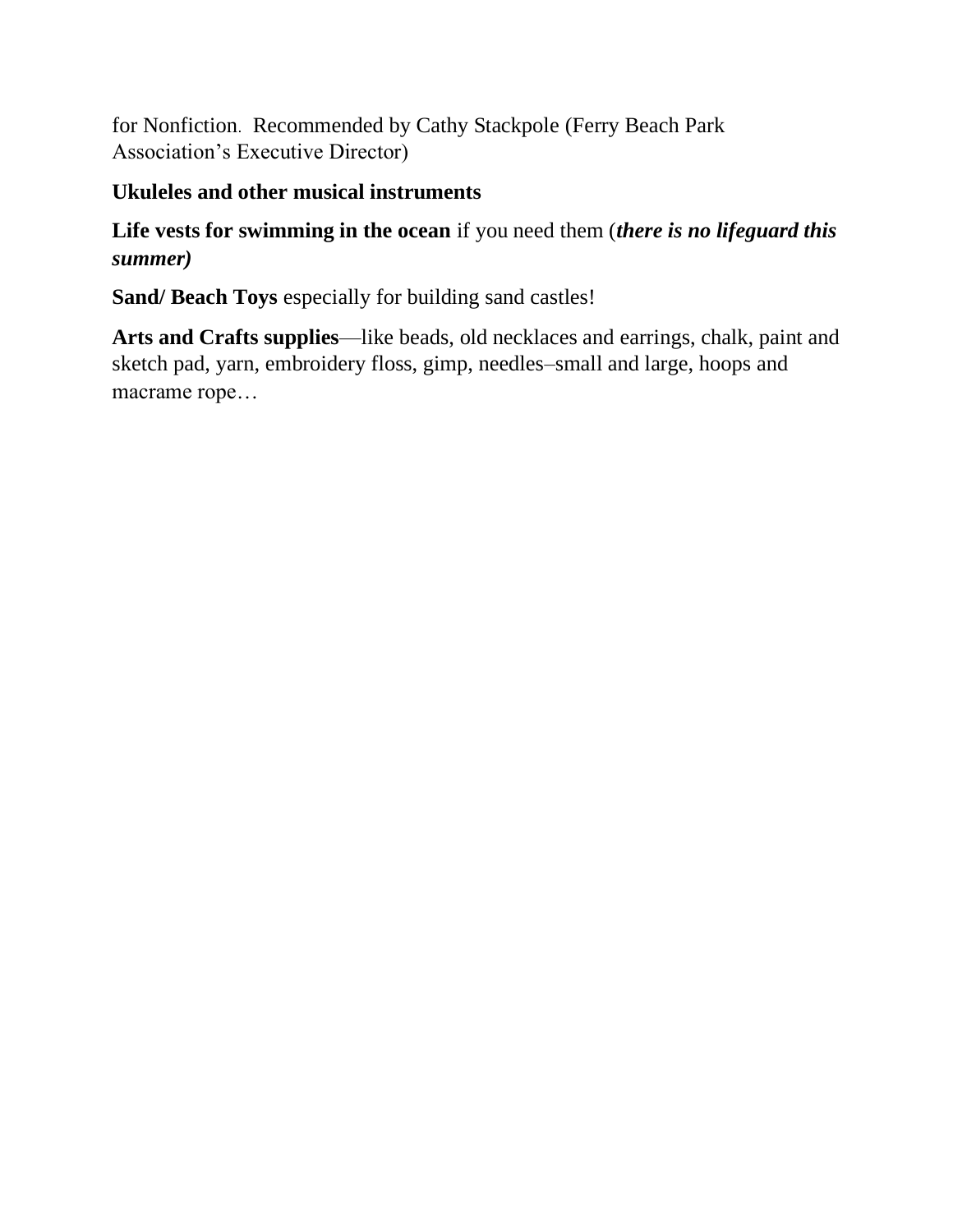for Nonfiction. Recommended by Cathy Stackpole (Ferry Beach Park Association's Executive Director)

**Ukuleles and other musical instruments**

**Life vests for swimming in the ocean** if you need them (***there is no lifeguard this summer)***

**Sand/ Beach Toys** especially for building sand castles!

**Arts and Crafts supplies**—like beads, old necklaces and earrings, chalk, paint and sketch pad, yarn, embroidery floss, gimp, needles–small and large, hoops and macrame rope…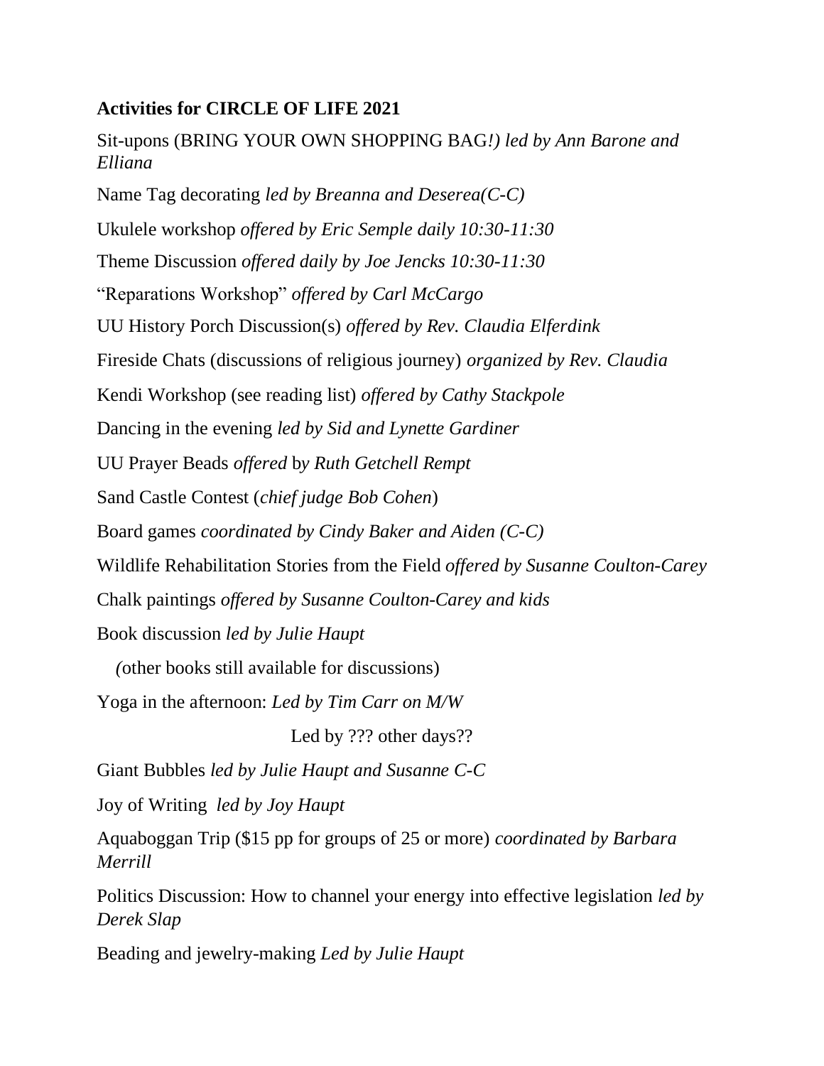**Activities for CIRCLE OF LIFE 2021**

Sit-upons (BRING YOUR OWN SHOPPING BAG*!) led by Ann Barone and Elliana*

Name Tag decorating *led by Breanna and Deserea(C-C)*

Ukulele workshop *offered by Eric Semple daily 10:30-11:30*

Theme Discussion *offered daily by Joe Jencks 10:30-11:30*

"Reparations Workshop" *offered by Carl McCargo*

UU History Porch Discussion(s) *offered by Rev. Claudia Elferdink*

Fireside Chats (discussions of religious journey) *organized by Rev. Claudia*

Kendi Workshop (see reading list) *offered by Cathy Stackpole*

Dancing in the evening *led by Sid and Lynette Gardiner*

UU Prayer Beads *offered* b*y Ruth Getchell Rempt*

Sand Castle Contest (*chief judge Bob Cohen*)

Board games *coordinated by Cindy Baker and Aiden (C-C)*

Wildlife Rehabilitation Stories from the Field *offered by Susanne Coulton-Carey*

Chalk paintings *offered by Susanne Coulton-Carey and kids*

Book discussion *led by Julie Haupt*

*(*other books still available for discussions)

Yoga in the afternoon: *Led by Tim Carr on M/W*

Led by ??? other days??

Giant Bubbles *led by Julie Haupt and Susanne C-C*

Joy of Writing *led by Joy Haupt*

Aquaboggan Trip ($15 pp for groups of 25 or more) *coordinated by Barbara Merrill*

Politics Discussion: How to channel your energy into effective legislation *led by Derek Slap*

Beading and jewelry-making *Led by Julie Haupt*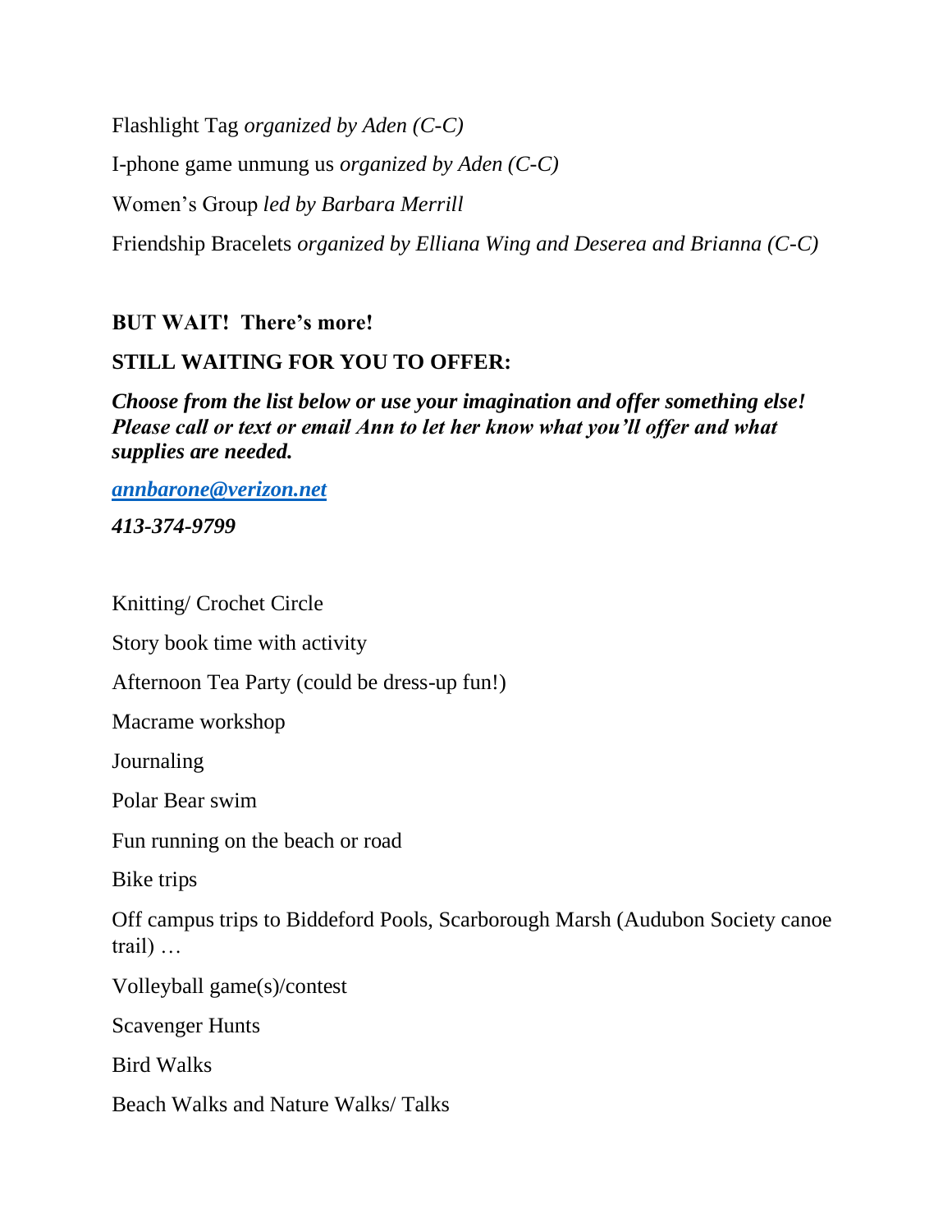Flashlight Tag *organized by Aden (C-C)*

I-phone game unmung us *organized by Aden (C-C)*

Women's Group *led by Barbara Merrill*

Friendship Bracelets *organized by Elliana Wing and Deserea and Brianna (C-C)*

**BUT WAIT! There's more!**

**STILL WAITING FOR YOU TO OFFER:**

***Choose from the list below or use your imagination and offer something else! Please call or text or email Ann to let her know what you'll offer and what supplies are needed.***

***[annbarone@verizon.net](mailto:annbarone@verizon.net)***

***413-374-9799***

Knitting/ Crochet Circle

Story book time with activity

Afternoon Tea Party (could be dress-up fun!)

Macrame workshop

Journaling

Polar Bear swim

Fun running on the beach or road

Bike trips

Off campus trips to Biddeford Pools, Scarborough Marsh (Audubon Society canoe trail) …

Volleyball game(s)/contest

Scavenger Hunts

Bird Walks

Beach Walks and Nature Walks/ Talks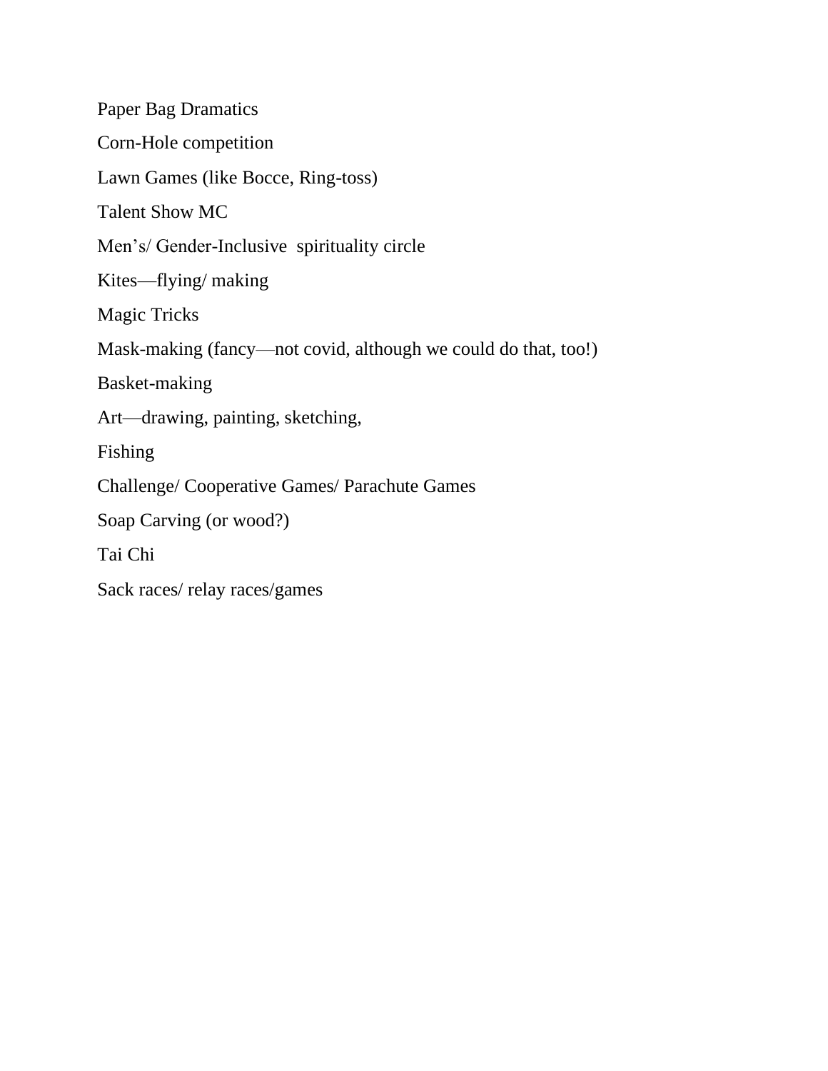Paper Bag Dramatics

Corn-Hole competition

Lawn Games (like Bocce, Ring-toss)

Talent Show MC

Men's/ Gender-Inclusive  spirituality circle

Kites—flying/ making

Magic Tricks

Mask-making (fancy—not covid, although we could do that, too!)

Basket-making

Art—drawing, painting, sketching,

Fishing

Challenge/ Cooperative Games/ Parachute Games

Soap Carving (or wood?)

Tai Chi

Sack races/ relay races/games